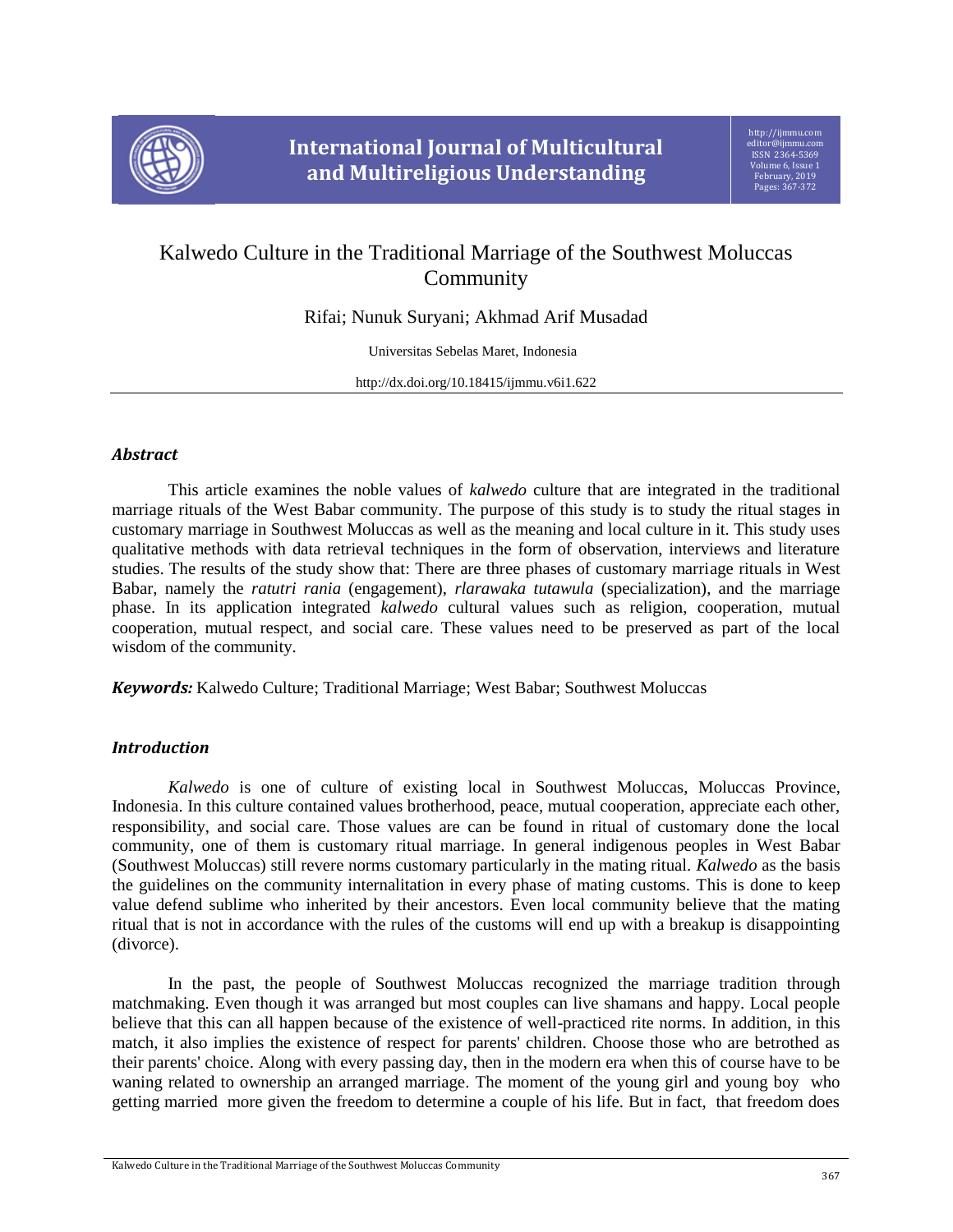# Kalwedo Culture in the Traditional Marriage of the Southwest Moluccas Community

Rifai; Nunuk Suryani; Akhmad Arif Musadad

Universitas Sebelas Maret, Indonesia

http://dx.doi.org/10.18415/ijmmu.v6i1.622

## *Abstract*

This article examines the noble values of *kalwedo* culture that are integrated in the traditional marriage rituals of the West Babar community. The purpose of this study is to study the ritual stages in customary marriage in Southwest Moluccas as well as the meaning and local culture in it. This study uses qualitative methods with data retrieval techniques in the form of observation, interviews and literature studies. The results of the study show that: There are three phases of customary marriage rituals in West Babar, namely the *ratutri rania* (engagement), *rlarawaka tutawula* (specialization), and the marriage phase. In its application integrated *kalwedo* cultural values such as religion, cooperation, mutual cooperation, mutual respect, and social care. These values need to be preserved as part of the local wisdom of the community.

***Keywords:*** Kalwedo Culture; Traditional Marriage; West Babar; Southwest Moluccas

## *Introduction*

*Kalwedo* is one of culture of existing local in Southwest Moluccas, Moluccas Province, Indonesia. In this culture contained values brotherhood, peace, mutual cooperation, appreciate each other, responsibility, and social care. Those values are can be found in ritual of customary done the local community, one of them is customary ritual marriage. In general indigenous peoples in West Babar (Southwest Moluccas) still revere norms customary particularly in the mating ritual. *Kalwedo* as the basis the guidelines on the community internalitation in every phase of mating customs. This is done to keep value defend sublime who inherited by their ancestors. Even local community believe that the mating ritual that is not in accordance with the rules of the customs will end up with a breakup is disappointing (divorce).

In the past, the people of Southwest Moluccas recognized the marriage tradition through matchmaking. Even though it was arranged but most couples can live shamans and happy. Local people believe that this can all happen because of the existence of well-practiced rite norms. In addition, in this match, it also implies the existence of respect for parents' children. Choose those who are betrothed as their parents' choice. Along with every passing day, then in the modern era when this of course have to be waning related to ownership an arranged marriage. The moment of the young girl and young boy who getting married more given the freedom to determine a couple of his life. But in fact, that freedom does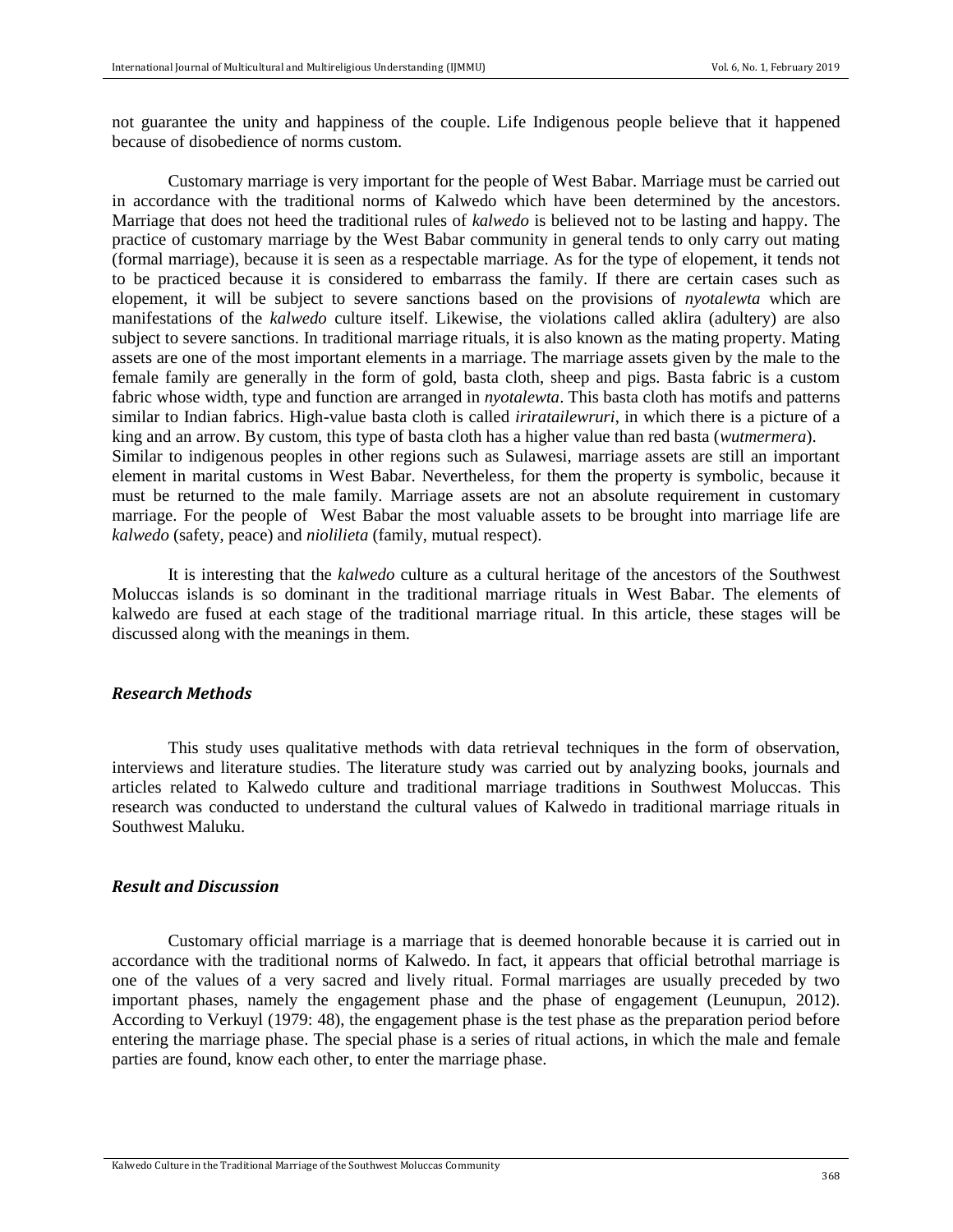not guarantee the unity and happiness of the couple. Life Indigenous people believe that it happened because of disobedience of norms custom.

Customary marriage is very important for the people of West Babar. Marriage must be carried out in accordance with the traditional norms of Kalwedo which have been determined by the ancestors. Marriage that does not heed the traditional rules of *kalwedo* is believed not to be lasting and happy. The practice of customary marriage by the West Babar community in general tends to only carry out mating (formal marriage), because it is seen as a respectable marriage. As for the type of elopement, it tends not to be practiced because it is considered to embarrass the family. If there are certain cases such as elopement, it will be subject to severe sanctions based on the provisions of *nyotalewta* which are manifestations of the *kalwedo* culture itself. Likewise, the violations called aklira (adultery) are also subject to severe sanctions. In traditional marriage rituals, it is also known as the mating property. Mating assets are one of the most important elements in a marriage. The marriage assets given by the male to the female family are generally in the form of gold, basta cloth, sheep and pigs. Basta fabric is a custom fabric whose width, type and function are arranged in *nyotalewta*. This basta cloth has motifs and patterns similar to Indian fabrics. High-value basta cloth is called *iriratailewruri*, in which there is a picture of a king and an arrow. By custom, this type of basta cloth has a higher value than red basta (*wutmermera*).
Similar to indigenous peoples in other regions such as Sulawesi, marriage assets are still an important element in marital customs in West Babar. Nevertheless, for them the property is symbolic, because it must be returned to the male family. Marriage assets are not an absolute requirement in customary marriage. For the people of West Babar the most valuable assets to be brought into marriage life are *kalwedo* (safety, peace) and *niolilieta* (family, mutual respect).

It is interesting that the *kalwedo* culture as a cultural heritage of the ancestors of the Southwest Moluccas islands is so dominant in the traditional marriage rituals in West Babar. The elements of kalwedo are fused at each stage of the traditional marriage ritual. In this article, these stages will be discussed along with the meanings in them.

## *Research Methods*

This study uses qualitative methods with data retrieval techniques in the form of observation, interviews and literature studies. The literature study was carried out by analyzing books, journals and articles related to Kalwedo culture and traditional marriage traditions in Southwest Moluccas. This research was conducted to understand the cultural values of Kalwedo in traditional marriage rituals in Southwest Maluku.

## *Result and Discussion*

Customary official marriage is a marriage that is deemed honorable because it is carried out in accordance with the traditional norms of Kalwedo. In fact, it appears that official betrothal marriage is one of the values of a very sacred and lively ritual. Formal marriages are usually preceded by two important phases, namely the engagement phase and the phase of engagement (Leunupun, 2012). According to Verkuyl (1979: 48), the engagement phase is the test phase as the preparation period before entering the marriage phase. The special phase is a series of ritual actions, in which the male and female parties are found, know each other, to enter the marriage phase.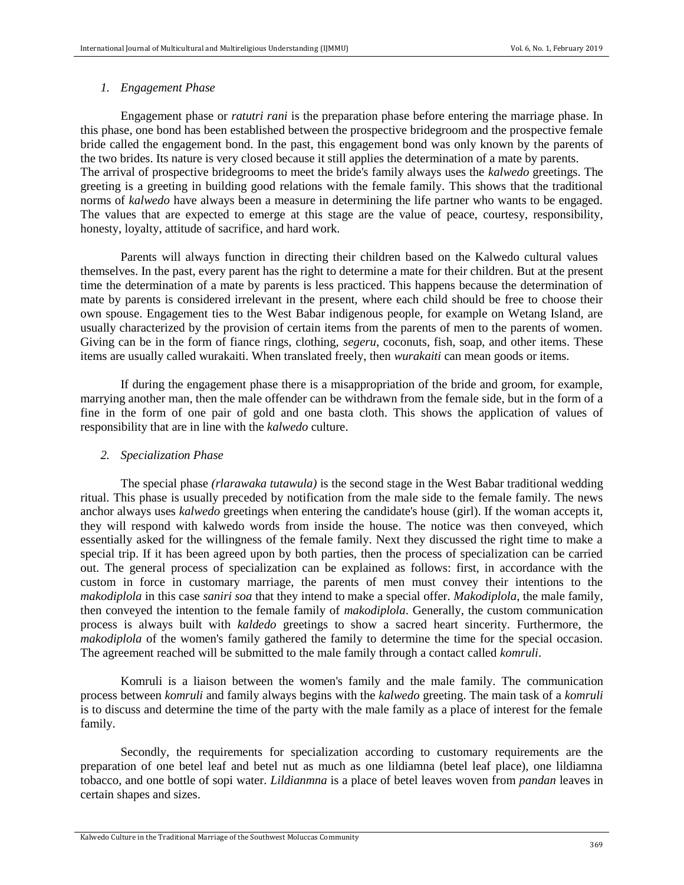*1. Engagement Phase*

Engagement phase or *ratutri rani* is the preparation phase before entering the marriage phase. In this phase, one bond has been established between the prospective bridegroom and the prospective female bride called the engagement bond. In the past, this engagement bond was only known by the parents of the two brides. Its nature is very closed because it still applies the determination of a mate by parents. The arrival of prospective bridegrooms to meet the bride's family always uses the *kalwedo* greetings. The greeting is a greeting in building good relations with the female family. This shows that the traditional norms of *kalwedo* have always been a measure in determining the life partner who wants to be engaged. The values that are expected to emerge at this stage are the value of peace, courtesy, responsibility, honesty, loyalty, attitude of sacrifice, and hard work.

Parents will always function in directing their children based on the Kalwedo cultural values themselves. In the past, every parent has the right to determine a mate for their children. But at the present time the determination of a mate by parents is less practiced. This happens because the determination of mate by parents is considered irrelevant in the present, where each child should be free to choose their own spouse. Engagement ties to the West Babar indigenous people, for example on Wetang Island, are usually characterized by the provision of certain items from the parents of men to the parents of women. Giving can be in the form of fiance rings, clothing, *segeru*, coconuts, fish, soap, and other items. These items are usually called wurakaiti. When translated freely, then *wurakaiti* can mean goods or items.

If during the engagement phase there is a misappropriation of the bride and groom, for example, marrying another man, then the male offender can be withdrawn from the female side, but in the form of a fine in the form of one pair of gold and one basta cloth. This shows the application of values of responsibility that are in line with the *kalwedo* culture.

*2. Specialization Phase*

The special phase *(rlarawaka tutawula)* is the second stage in the West Babar traditional wedding ritual. This phase is usually preceded by notification from the male side to the female family. The news anchor always uses *kalwedo* greetings when entering the candidate's house (girl). If the woman accepts it, they will respond with kalwedo words from inside the house. The notice was then conveyed, which essentially asked for the willingness of the female family. Next they discussed the right time to make a special trip. If it has been agreed upon by both parties, then the process of specialization can be carried out. The general process of specialization can be explained as follows: first, in accordance with the custom in force in customary marriage, the parents of men must convey their intentions to the *makodiplola* in this case *saniri soa* that they intend to make a special offer. *Makodiplola*, the male family, then conveyed the intention to the female family of *makodiplola*. Generally, the custom communication process is always built with *kaldedo* greetings to show a sacred heart sincerity. Furthermore, the *makodiplola* of the women's family gathered the family to determine the time for the special occasion. The agreement reached will be submitted to the male family through a contact called *komruli*.

Komruli is a liaison between the women's family and the male family. The communication process between *komruli* and family always begins with the *kalwedo* greeting. The main task of a *komruli* is to discuss and determine the time of the party with the male family as a place of interest for the female family.

Secondly, the requirements for specialization according to customary requirements are the preparation of one betel leaf and betel nut as much as one lildiamna (betel leaf place), one lildiamna tobacco, and one bottle of sopi water. *Lildianmna* is a place of betel leaves woven from *pandan* leaves in certain shapes and sizes.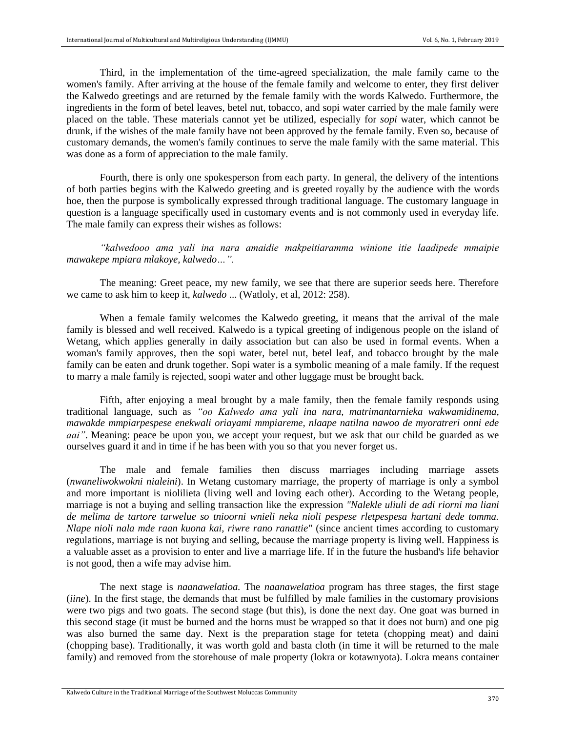Third, in the implementation of the time-agreed specialization, the male family came to the women's family. After arriving at the house of the female family and welcome to enter, they first deliver the Kalwedo greetings and are returned by the female family with the words Kalwedo. Furthermore, the ingredients in the form of betel leaves, betel nut, tobacco, and sopi water carried by the male family were placed on the table. These materials cannot yet be utilized, especially for *sopi* water, which cannot be drunk, if the wishes of the male family have not been approved by the female family. Even so, because of customary demands, the women's family continues to serve the male family with the same material. This was done as a form of appreciation to the male family.

Fourth, there is only one spokesperson from each party. In general, the delivery of the intentions of both parties begins with the Kalwedo greeting and is greeted royally by the audience with the words hoe, then the purpose is symbolically expressed through traditional language. The customary language in question is a language specifically used in customary events and is not commonly used in everyday life. The male family can express their wishes as follows:

*"kalwedooo ama yali ina nara amaidie makpeitiaramma winione itie laadipede mmaipie mawakepe mpiara mlakoye, kalwedo…".*

The meaning: Greet peace, my new family, we see that there are superior seeds here. Therefore we came to ask him to keep it, *kalwedo* ... (Watloly, et al, 2012: 258).

When a female family welcomes the Kalwedo greeting, it means that the arrival of the male family is blessed and well received. Kalwedo is a typical greeting of indigenous people on the island of Wetang, which applies generally in daily association but can also be used in formal events. When a woman's family approves, then the sopi water, betel nut, betel leaf, and tobacco brought by the male family can be eaten and drunk together. Sopi water is a symbolic meaning of a male family. If the request to marry a male family is rejected, soopi water and other luggage must be brought back.

Fifth, after enjoying a meal brought by a male family, then the female family responds using traditional language, such as *"oo Kalwedo ama yali ina nara, matrimantarnieka wakwamidinema, mawakde mmpiarpespese enekwali oriayami mmpiareme, nlaape natilna nawoo de myoratreri onni ede aai"*. Meaning: peace be upon you, we accept your request, but we ask that our child be guarded as we ourselves guard it and in time if he has been with you so that you never forget us.

The male and female families then discuss marriages including marriage assets (*nwaneliwokwokni nialeini*). In Wetang customary marriage, the property of marriage is only a symbol and more important is niolilieta (living well and loving each other). According to the Wetang people, marriage is not a buying and selling transaction like the expression *"Nalekle uliuli de adi riorni ma liani de melima de tartore tarwelue so tnioorni wnieli neka nioli pespese rletpespesa hartani dede tomma. Nlape nioli nala mde raan kuona kai, riwre rano ranattie"* (since ancient times according to customary regulations, marriage is not buying and selling, because the marriage property is living well. Happiness is a valuable asset as a provision to enter and live a marriage life. If in the future the husband's life behavior is not good, then a wife may advise him.

The next stage is *naanawelatioa.* The *naanawelatioa* program has three stages, the first stage (*iine*). In the first stage, the demands that must be fulfilled by male families in the customary provisions were two pigs and two goats. The second stage (but this), is done the next day. One goat was burned in this second stage (it must be burned and the horns must be wrapped so that it does not burn) and one pig was also burned the same day. Next is the preparation stage for teteta (chopping meat) and daini (chopping base). Traditionally, it was worth gold and basta cloth (in time it will be returned to the male family) and removed from the storehouse of male property (lokra or kotawnyota). Lokra means container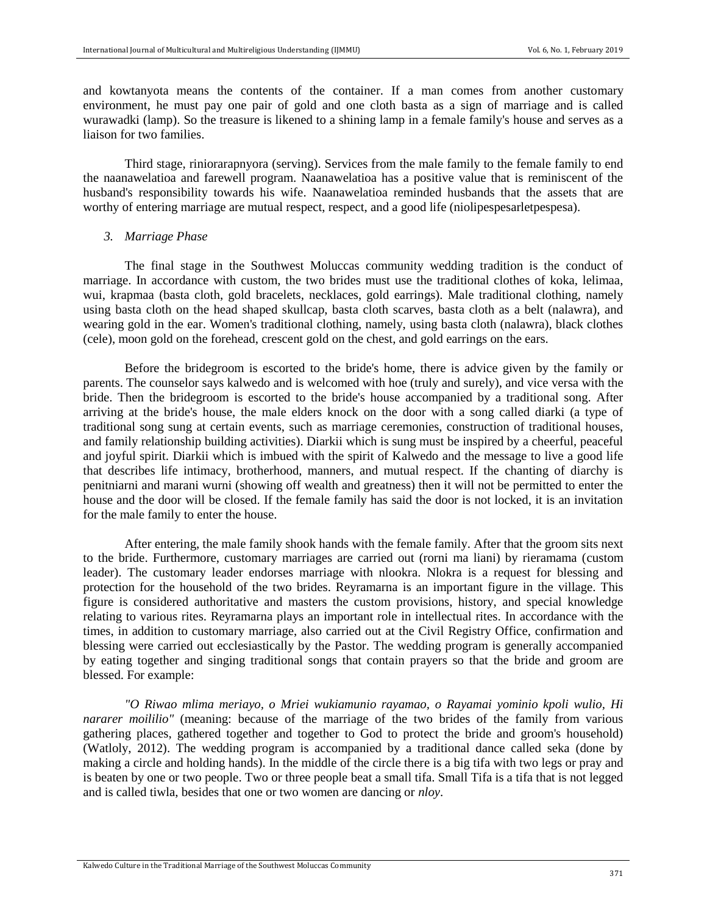and kowtanyota means the contents of the container. If a man comes from another customary environment, he must pay one pair of gold and one cloth basta as a sign of marriage and is called wurawadki (lamp). So the treasure is likened to a shining lamp in a female family's house and serves as a liaison for two families.

Third stage, riniorarapnyora (serving). Services from the male family to the female family to end the naanawelatioa and farewell program. Naanawelatioa has a positive value that is reminiscent of the husband's responsibility towards his wife. Naanawelatioa reminded husbands that the assets that are worthy of entering marriage are mutual respect, respect, and a good life (niolipespesarletpespesa).

### *3. Marriage Phase*

The final stage in the Southwest Moluccas community wedding tradition is the conduct of marriage. In accordance with custom, the two brides must use the traditional clothes of koka, lelimaa, wui, krapmaa (basta cloth, gold bracelets, necklaces, gold earrings). Male traditional clothing, namely using basta cloth on the head shaped skullcap, basta cloth scarves, basta cloth as a belt (nalawra), and wearing gold in the ear. Women's traditional clothing, namely, using basta cloth (nalawra), black clothes (cele), moon gold on the forehead, crescent gold on the chest, and gold earrings on the ears.

Before the bridegroom is escorted to the bride's home, there is advice given by the family or parents. The counselor says kalwedo and is welcomed with hoe (truly and surely), and vice versa with the bride. Then the bridegroom is escorted to the bride's house accompanied by a traditional song. After arriving at the bride's house, the male elders knock on the door with a song called diarki (a type of traditional song sung at certain events, such as marriage ceremonies, construction of traditional houses, and family relationship building activities). Diarkii which is sung must be inspired by a cheerful, peaceful and joyful spirit. Diarkii which is imbued with the spirit of Kalwedo and the message to live a good life that describes life intimacy, brotherhood, manners, and mutual respect. If the chanting of diarchy is penitniarni and marani wurni (showing off wealth and greatness) then it will not be permitted to enter the house and the door will be closed. If the female family has said the door is not locked, it is an invitation for the male family to enter the house.

After entering, the male family shook hands with the female family. After that the groom sits next to the bride. Furthermore, customary marriages are carried out (rorni ma liani) by rieramama (custom leader). The customary leader endorses marriage with nlookra. Nlokra is a request for blessing and protection for the household of the two brides. Reyramarna is an important figure in the village. This figure is considered authoritative and masters the custom provisions, history, and special knowledge relating to various rites. Reyramarna plays an important role in intellectual rites. In accordance with the times, in addition to customary marriage, also carried out at the Civil Registry Office, confirmation and blessing were carried out ecclesiastically by the Pastor. The wedding program is generally accompanied by eating together and singing traditional songs that contain prayers so that the bride and groom are blessed. For example:

*"O Riwao mlima meriayo, o Mriei wukiamunio rayamao, o Rayamai yominio kpoli wulio, Hi nararer moililio"* (meaning: because of the marriage of the two brides of the family from various gathering places, gathered together and together to God to protect the bride and groom's household) (Watloly, 2012). The wedding program is accompanied by a traditional dance called seka (done by making a circle and holding hands). In the middle of the circle there is a big tifa with two legs or pray and is beaten by one or two people. Two or three people beat a small tifa. Small Tifa is a tifa that is not legged and is called tiwla, besides that one or two women are dancing or *nloy*.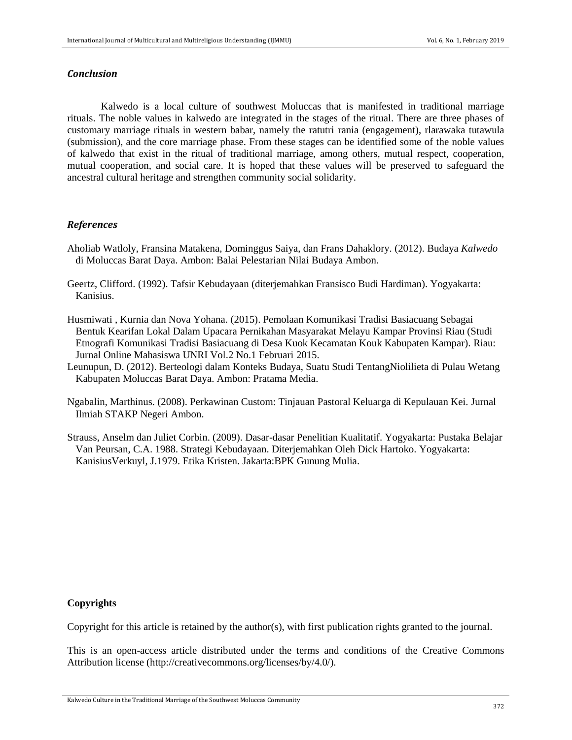### *Conclusion*

Kalwedo is a local culture of southwest Moluccas that is manifested in traditional marriage rituals. The noble values in kalwedo are integrated in the stages of the ritual. There are three phases of customary marriage rituals in western babar, namely the ratutri rania (engagement), rlarawaka tutawula (submission), and the core marriage phase. From these stages can be identified some of the noble values of kalwedo that exist in the ritual of traditional marriage, among others, mutual respect, cooperation, mutual cooperation, and social care. It is hoped that these values will be preserved to safeguard the ancestral cultural heritage and strengthen community social solidarity.

### *References*

Aholiab Watloly, Fransina Matakena, Dominggus Saiya, dan Frans Dahaklory. (2012). Budaya *Kalwedo* di Moluccas Barat Daya. Ambon: Balai Pelestarian Nilai Budaya Ambon.

Geertz, Clifford. (1992). Tafsir Kebudayaan (diterjemahkan Fransisco Budi Hardiman). Yogyakarta: Kanisius.

Husmiwati , Kurnia dan Nova Yohana. (2015). Pemolaan Komunikasi Tradisi Basiacuang Sebagai Bentuk Kearifan Lokal Dalam Upacara Pernikahan Masyarakat Melayu Kampar Provinsi Riau (Studi Etnografi Komunikasi Tradisi Basiacuang di Desa Kuok Kecamatan Kouk Kabupaten Kampar). Riau: Jurnal Online Mahasiswa UNRI Vol.2 No.1 Februari 2015.

Leunupun, D. (2012). Berteologi dalam Konteks Budaya, Suatu Studi TentangNiolilieta di Pulau Wetang Kabupaten Moluccas Barat Daya. Ambon: Pratama Media.

Ngabalin, Marthinus. (2008). Perkawinan Custom: Tinjauan Pastoral Keluarga di Kepulauan Kei. Jurnal Ilmiah STAKP Negeri Ambon.

Strauss, Anselm dan Juliet Corbin. (2009). Dasar-dasar Penelitian Kualitatif. Yogyakarta: Pustaka Belajar Van Peursan, C.A. 1988. Strategi Kebudayaan. Diterjemahkan Oleh Dick Hartoko. Yogyakarta: KanisiusVerkuyl, J.1979. Etika Kristen. Jakarta:BPK Gunung Mulia.

### **Copyrights**

Copyright for this article is retained by the author(s), with first publication rights granted to the journal.

This is an open-access article distributed under the terms and conditions of the Creative Commons Attribution license (http://creativecommons.org/licenses/by/4.0/).